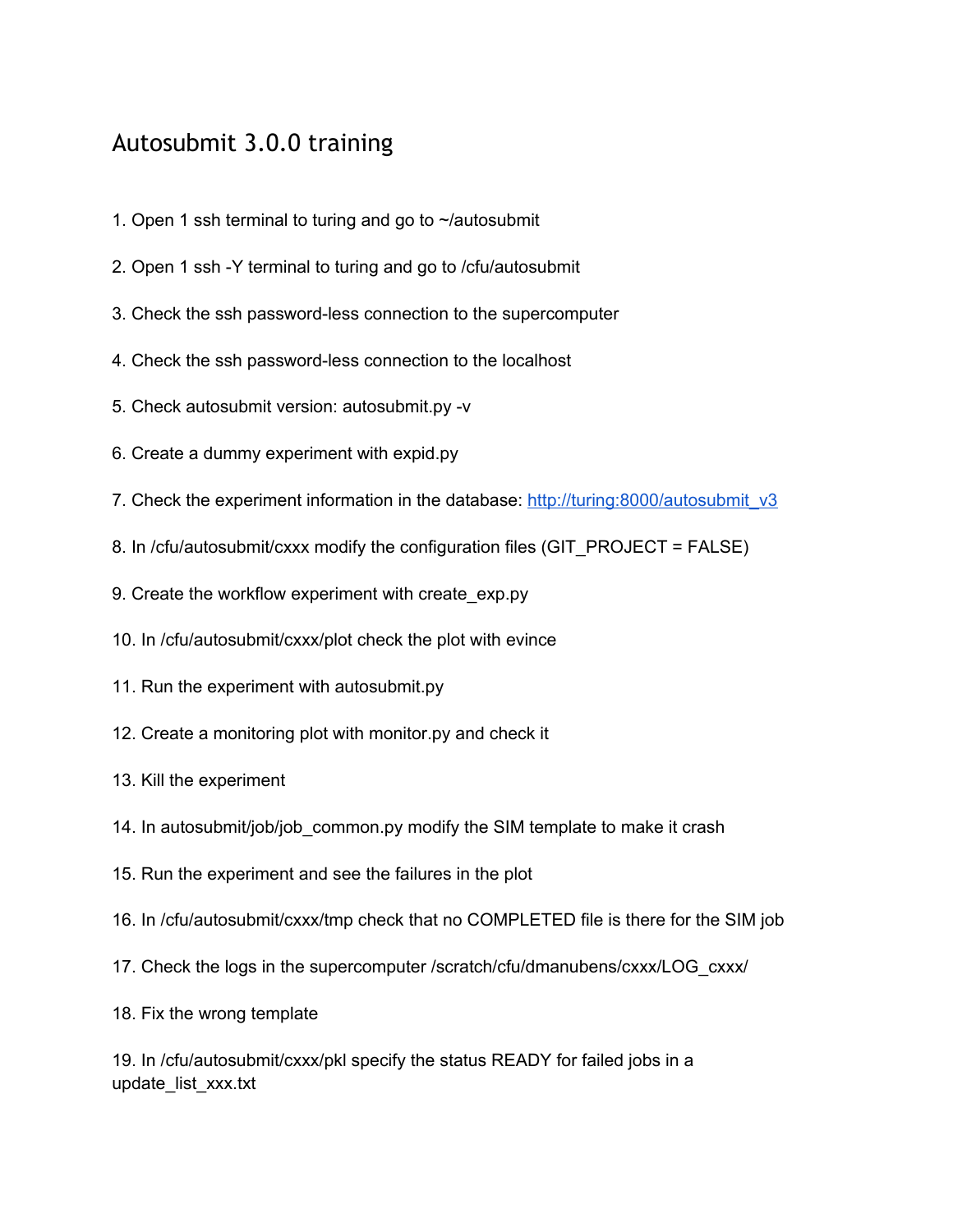# Autosubmit 3.0.0 training

1. Open 1 ssh terminal to turing and go to ~/autosubmit

2. Open 1 ssh -Y terminal to turing and go to /cfu/autosubmit

3. Check the ssh password-less connection to the supercomputer

4. Check the ssh password-less connection to the localhost

5. Check autosubmit version: autosubmit.py -v

6. Create a dummy experiment with expid.py

7. Check the experiment information in the database: [http://turing:8000/autosubmit_v3](http://turing:8000/autosubmit_v3)

8. In /cfu/autosubmit/cxxx modify the configuration files (GIT_PROJECT = FALSE)

9. Create the workflow experiment with create_exp.py

10. In /cfu/autosubmit/cxxx/plot check the plot with evince

11. Run the experiment with autosubmit.py

12. Create a monitoring plot with monitor.py and check it

13. Kill the experiment

14. In autosubmit/job/job_common.py modify the SIM template to make it crash

15. Run the experiment and see the failures in the plot

16. In /cfu/autosubmit/cxxx/tmp check that no COMPLETED file is there for the SIM job

17. Check the logs in the supercomputer /scratch/cfu/dmanubens/cxxx/LOG_cxxx/

18. Fix the wrong template

19. In /cfu/autosubmit/cxxx/pkl specify the status READY for failed jobs in a update_list_xxx.txt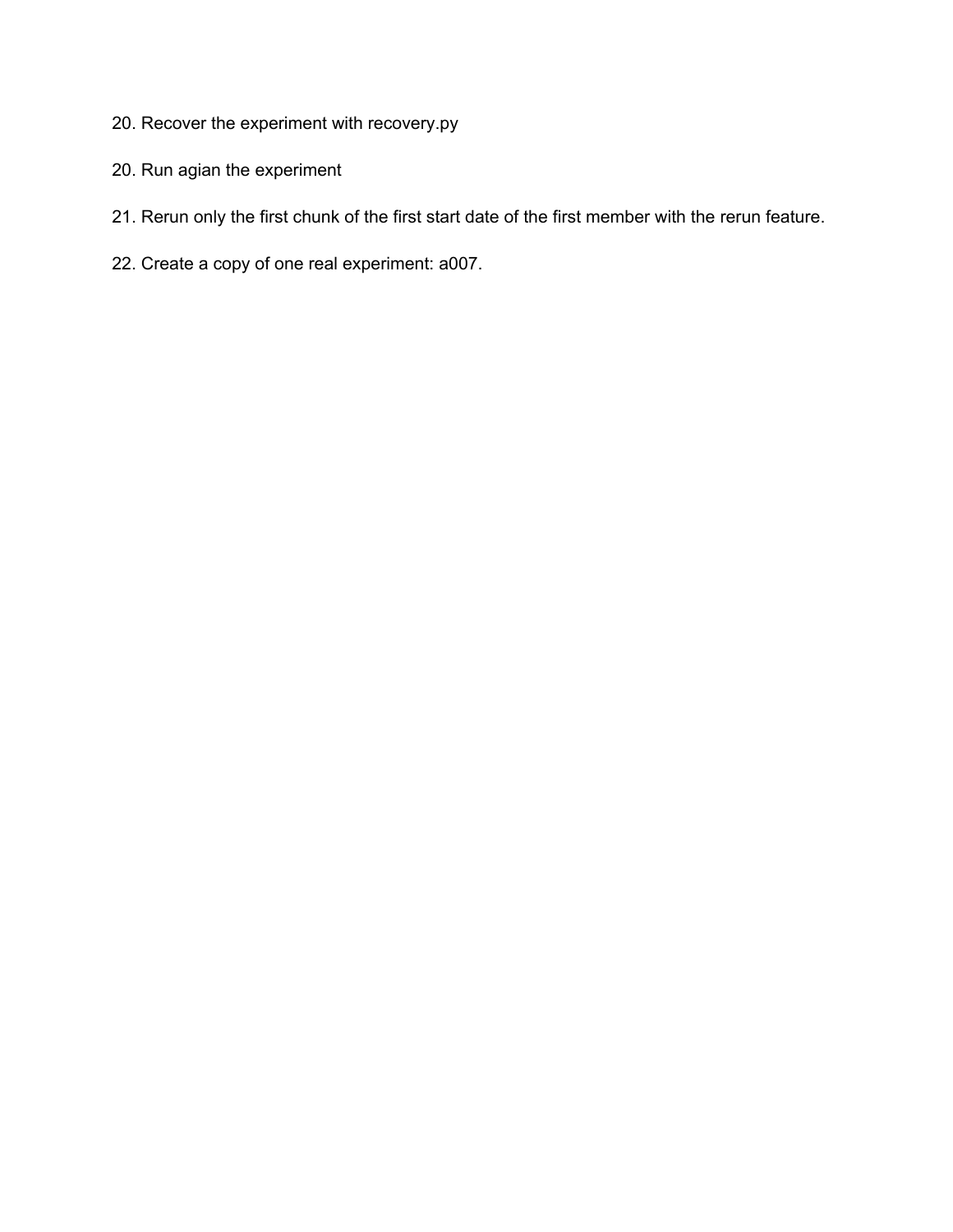20. Recover the experiment with recovery.py

20. Run agian the experiment

21. Rerun only the first chunk of the first start date of the first member with the rerun feature.

22. Create a copy of one real experiment: a007.